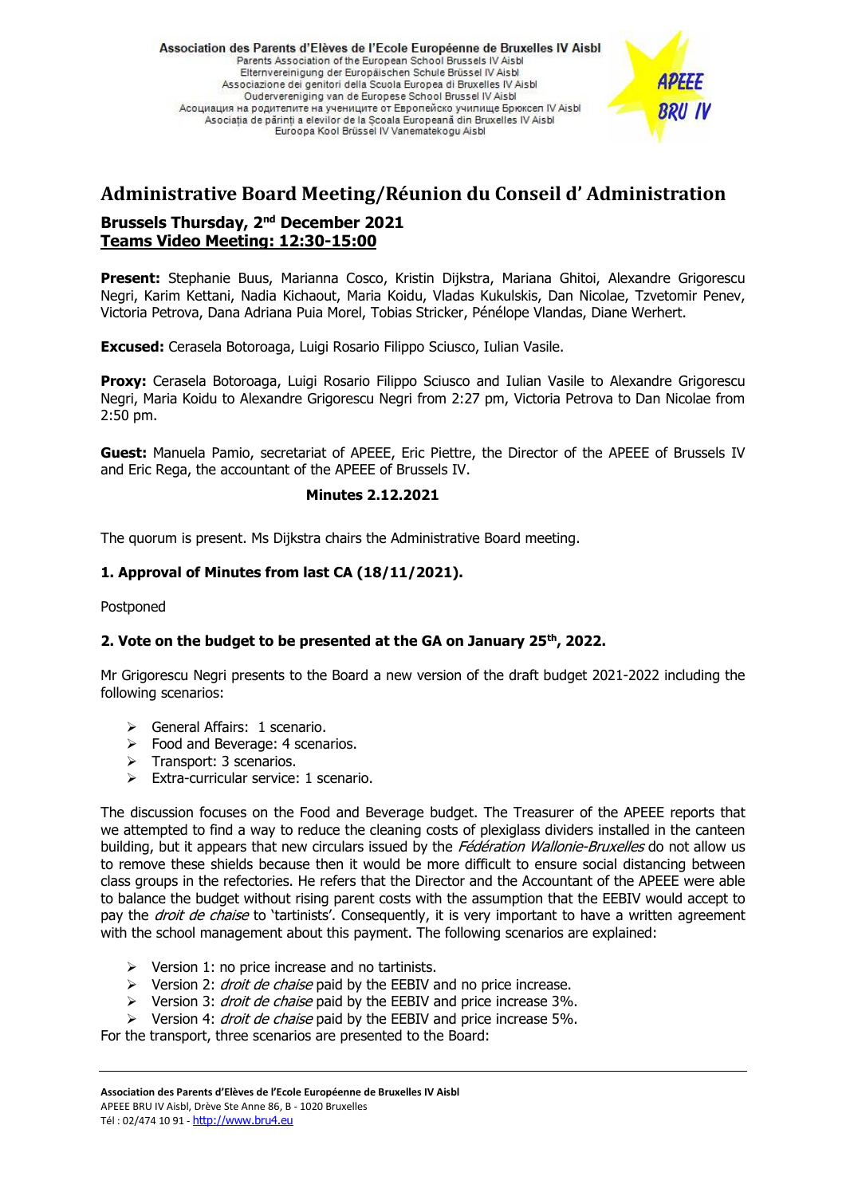Association des Parents d'Elèves de l'Ecole Européenne de Bruxelles IV Aisbl
Parents Association of the European School Brussels IV Aisbl
Elternvereinigung der Europäischen Schule Brüssel IV Aisbl
Associazione dei genitori della Scuola Europea di Bruxelles IV Aisbl
Ouderevereniging van de Europese School Brussel IV Aisbl
Асоциация на родителите на учениците от Европейско училище Брюксел IV Aisbl
Asociația de părinți a elevilor de la Școala Europeană din Bruxelles IV Aisbl
Euroopa Kool Brüssel IV Vanematekogu Aisbl

APEEE BRU IV

# Administrative Board Meeting/Réunion du Conseil d' Administration

## Brussels Thursday, 2nd December 2021

## Teams Video Meeting: 12:30-15:00

**Present:** Stephanie Buus, Marianna Cosco, Kristin Dijkstra, Mariana Ghitoi, Alexandre Grigorescu Negri, Karim Kettani, Nadia Kichaout, Maria Koidu, Vladas Kukulskis, Dan Nicolae, Tzvetomir Penev, Victoria Petrova, Dana Adriana Puia Morel, Tobias Stricker, Pénélope Vlandas, Diane Werhert.

**Excused:** Cerasela Botoroaga, Luigi Rosario Filippo Sciusco, Iulian Vasile.

**Proxy:** Cerasela Botoroaga, Luigi Rosario Filippo Sciusco and Iulian Vasile to Alexandre Grigorescu Negri, Maria Koidu to Alexandre Grigorescu Negri from 2:27 pm, Victoria Petrova to Dan Nicolae from 2:50 pm.

**Guest:** Manuela Pamio, secretariat of APEEE, Eric Piettre, the Director of the APEEE of Brussels IV and Eric Rega, the accountant of the APEEE of Brussels IV.

**Minutes 2.12.2021**

The quorum is present. Ms Dijkstra chairs the Administrative Board meeting.

### 1. Approval of Minutes from last CA (18/11/2021).

Postponed

### 2. Vote on the budget to be presented at the GA on January 25th, 2022.

Mr Grigorescu Negri presents to the Board a new version of the draft budget 2021-2022 including the following scenarios:

- General Affairs: 1 scenario.
- Food and Beverage: 4 scenarios.
- Transport: 3 scenarios.
- Extra-curricular service: 1 scenario.

The discussion focuses on the Food and Beverage budget. The Treasurer of the APEEE reports that we attempted to find a way to reduce the cleaning costs of plexiglass dividers installed in the canteen building, but it appears that new circulars issued by the *Fédération Wallonie-Bruxelles* do not allow us to remove these shields because then it would be more difficult to ensure social distancing between class groups in the refectories. He refers that the Director and the Accountant of the APEEE were able to balance the budget without rising parent costs with the assumption that the EEBIV would accept to pay the *droit de chaise* to 'tartinists'. Consequently, it is very important to have a written agreement with the school management about this payment. The following scenarios are explained:

- Version 1: no price increase and no tartinists.
- Version 2: *droit de chaise* paid by the EEBIV and no price increase.
- Version 3: *droit de chaise* paid by the EEBIV and price increase 3%.
- Version 4: *droit de chaise* paid by the EEBIV and price increase 5%.

For the transport, three scenarios are presented to the Board:

Association des Parents d'Elèves de l'Ecole Européenne de Bruxelles IV Aisbl
APEEE BRU IV Aisbl, Drève Ste Anne 86, B - 1020 Bruxelles
Tél : 02/474 10 91 - http://www.bru4.eu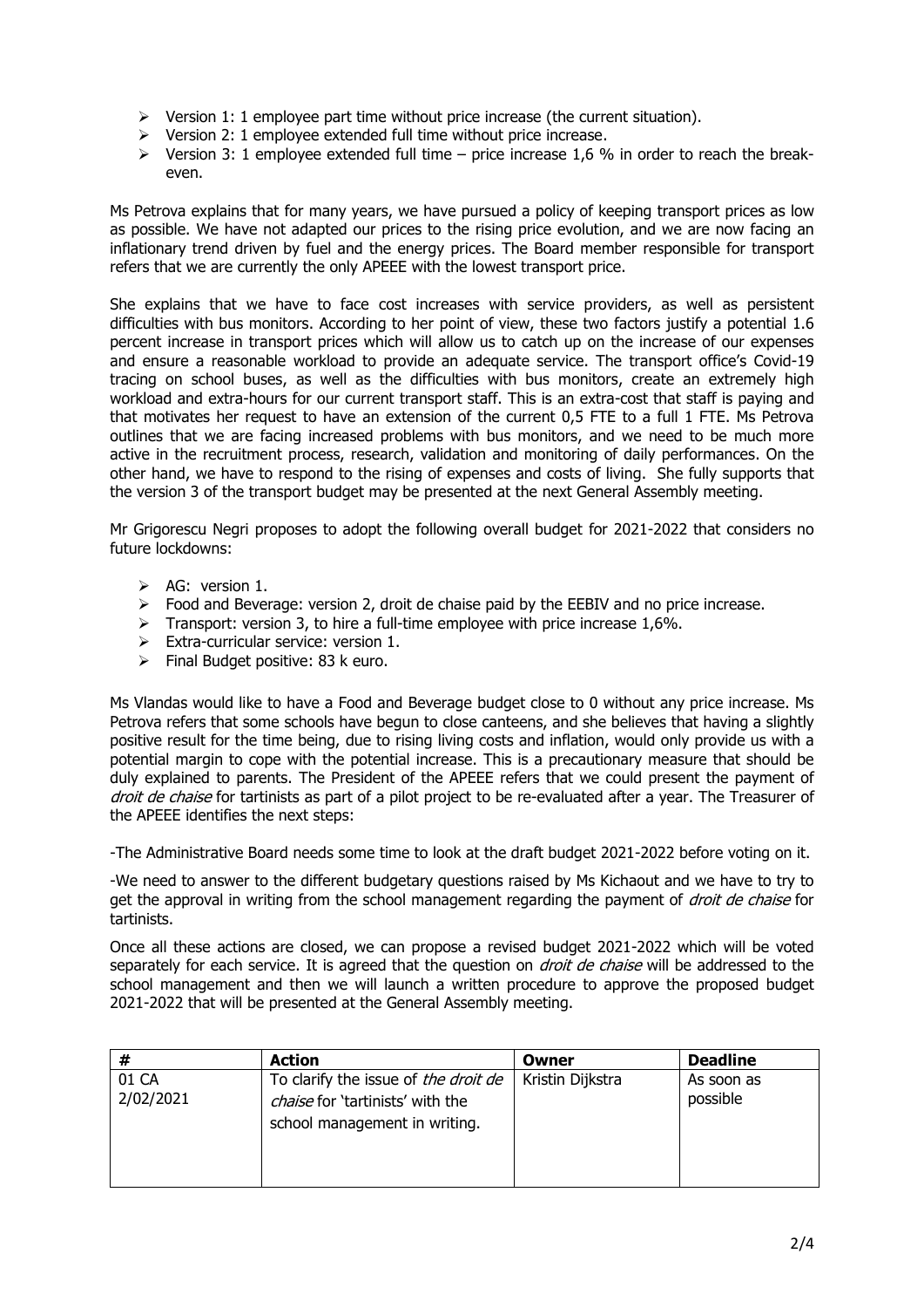- Version 1: 1 employee part time without price increase (the current situation).
- Version 2: 1 employee extended full time without price increase.
- Version 3: 1 employee extended full time – price increase 1,6 % in order to reach the break-even.

Ms Petrova explains that for many years, we have pursued a policy of keeping transport prices as low as possible. We have not adapted our prices to the rising price evolution, and we are now facing an inflationary trend driven by fuel and the energy prices. The Board member responsible for transport refers that we are currently the only APEEE with the lowest transport price.

She explains that we have to face cost increases with service providers, as well as persistent difficulties with bus monitors. According to her point of view, these two factors justify a potential 1.6 percent increase in transport prices which will allow us to catch up on the increase of our expenses and ensure a reasonable workload to provide an adequate service. The transport office's Covid-19 tracing on school buses, as well as the difficulties with bus monitors, create an extremely high workload and extra-hours for our current transport staff. This is an extra-cost that staff is paying and that motivates her request to have an extension of the current 0,5 FTE to a full 1 FTE. Ms Petrova outlines that we are facing increased problems with bus monitors, and we need to be much more active in the recruitment process, research, validation and monitoring of daily performances. On the other hand, we have to respond to the rising of expenses and costs of living. She fully supports that the version 3 of the transport budget may be presented at the next General Assembly meeting.

Mr Grigorescu Negri proposes to adopt the following overall budget for 2021-2022 that considers no future lockdowns:

- AG: version 1.
- Food and Beverage: version 2, droit de chaise paid by the EEBIV and no price increase.
- Transport: version 3, to hire a full-time employee with price increase 1,6%.
- Extra-curricular service: version 1.
- Final Budget positive: 83 k euro.

Ms Vlandas would like to have a Food and Beverage budget close to 0 without any price increase. Ms Petrova refers that some schools have begun to close canteens, and she believes that having a slightly positive result for the time being, due to rising living costs and inflation, would only provide us with a potential margin to cope with the potential increase. This is a precautionary measure that should be duly explained to parents. The President of the APEEE refers that we could present the payment of *droit de chaise* for tartinists as part of a pilot project to be re-evaluated after a year. The Treasurer of the APEEE identifies the next steps:

-The Administrative Board needs some time to look at the draft budget 2021-2022 before voting on it.

-We need to answer to the different budgetary questions raised by Ms Kichaout and we have to try to get the approval in writing from the school management regarding the payment of *droit de chaise* for tartinists.

Once all these actions are closed, we can propose a revised budget 2021-2022 which will be voted separately for each service. It is agreed that the question on *droit de chaise* will be addressed to the school management and then we will launch a written procedure to approve the proposed budget 2021-2022 that will be presented at the General Assembly meeting.

| # | Action | Owner | Deadline |
|---|---|---|---|
| 01 CA 2/02/2021 | To clarify the issue of *the droit de chaise* for 'tartinists' with the school management in writing. | Kristin Dijkstra | As soon as possible |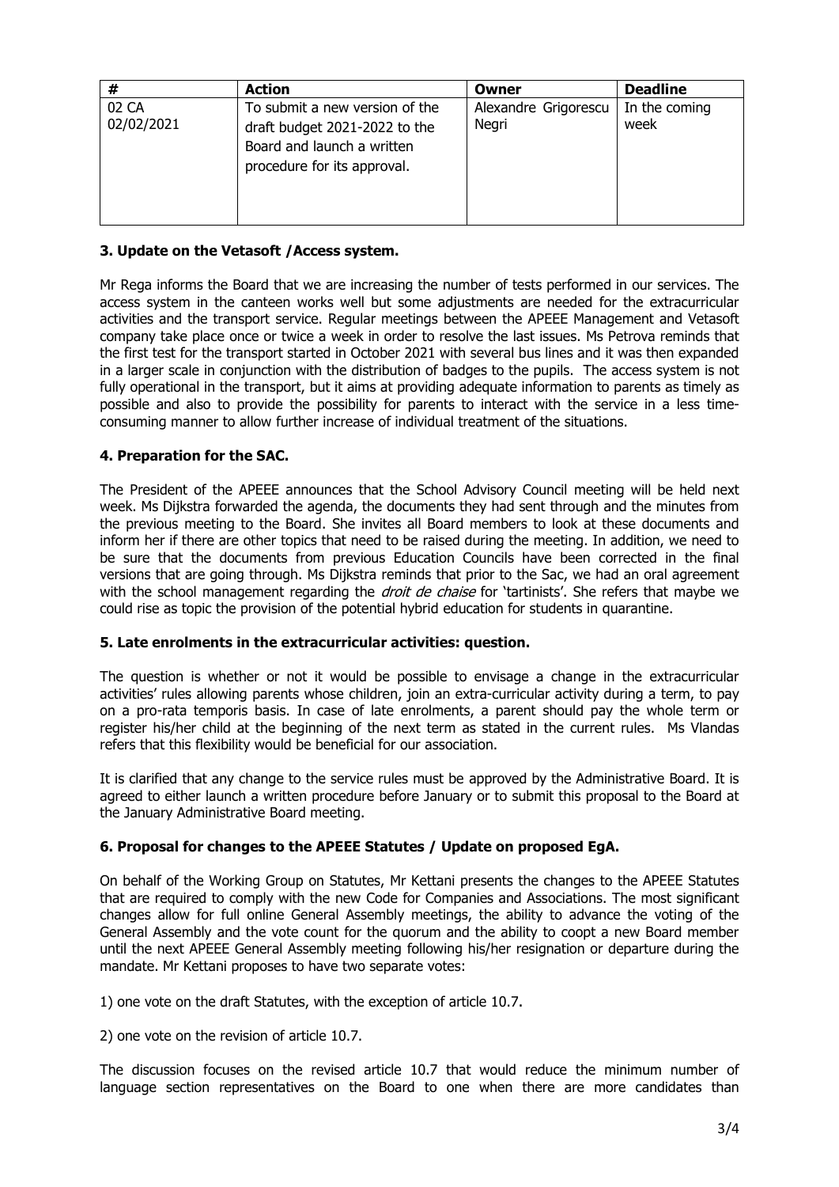| # | Action | Owner | Deadline |
|---|---|---|---|
| 02 CA 02/02/2021 | To submit a new version of the draft budget 2021-2022 to the Board and launch a written procedure for its approval. | Alexandre Grigorescu Negri | In the coming week |

### 3. Update on the Vetasoft /Access system.

Mr Rega informs the Board that we are increasing the number of tests performed in our services. The access system in the canteen works well but some adjustments are needed for the extracurricular activities and the transport service. Regular meetings between the APEEE Management and Vetasoft company take place once or twice a week in order to resolve the last issues. Ms Petrova reminds that the first test for the transport started in October 2021 with several bus lines and it was then expanded in a larger scale in conjunction with the distribution of badges to the pupils. The access system is not fully operational in the transport, but it aims at providing adequate information to parents as timely as possible and also to provide the possibility for parents to interact with the service in a less time-consuming manner to allow further increase of individual treatment of the situations.

### 4. Preparation for the SAC.

The President of the APEEE announces that the School Advisory Council meeting will be held next week. Ms Dijkstra forwarded the agenda, the documents they had sent through and the minutes from the previous meeting to the Board. She invites all Board members to look at these documents and inform her if there are other topics that need to be raised during the meeting. In addition, we need to be sure that the documents from previous Education Councils have been corrected in the final versions that are going through. Ms Dijkstra reminds that prior to the Sac, we had an oral agreement with the school management regarding the *droit de chaise* for 'tartinists'. She refers that maybe we could rise as topic the provision of the potential hybrid education for students in quarantine.

### 5. Late enrolments in the extracurricular activities: question.

The question is whether or not it would be possible to envisage a change in the extracurricular activities' rules allowing parents whose children, join an extra-curricular activity during a term, to pay on a pro-rata temporis basis. In case of late enrolments, a parent should pay the whole term or register his/her child at the beginning of the next term as stated in the current rules. Ms Vlandas refers that this flexibility would be beneficial for our association.

It is clarified that any change to the service rules must be approved by the Administrative Board. It is agreed to either launch a written procedure before January or to submit this proposal to the Board at the January Administrative Board meeting.

### 6. Proposal for changes to the APEEE Statutes / Update on proposed EgA.

On behalf of the Working Group on Statutes, Mr Kettani presents the changes to the APEEE Statutes that are required to comply with the new Code for Companies and Associations. The most significant changes allow for full online General Assembly meetings, the ability to advance the voting of the General Assembly and the vote count for the quorum and the ability to coopt a new Board member until the next APEEE General Assembly meeting following his/her resignation or departure during the mandate. Mr Kettani proposes to have two separate votes:

1) one vote on the draft Statutes, with the exception of article 10.7.

2) one vote on the revision of article 10.7.

The discussion focuses on the revised article 10.7 that would reduce the minimum number of language section representatives on the Board to one when there are more candidates than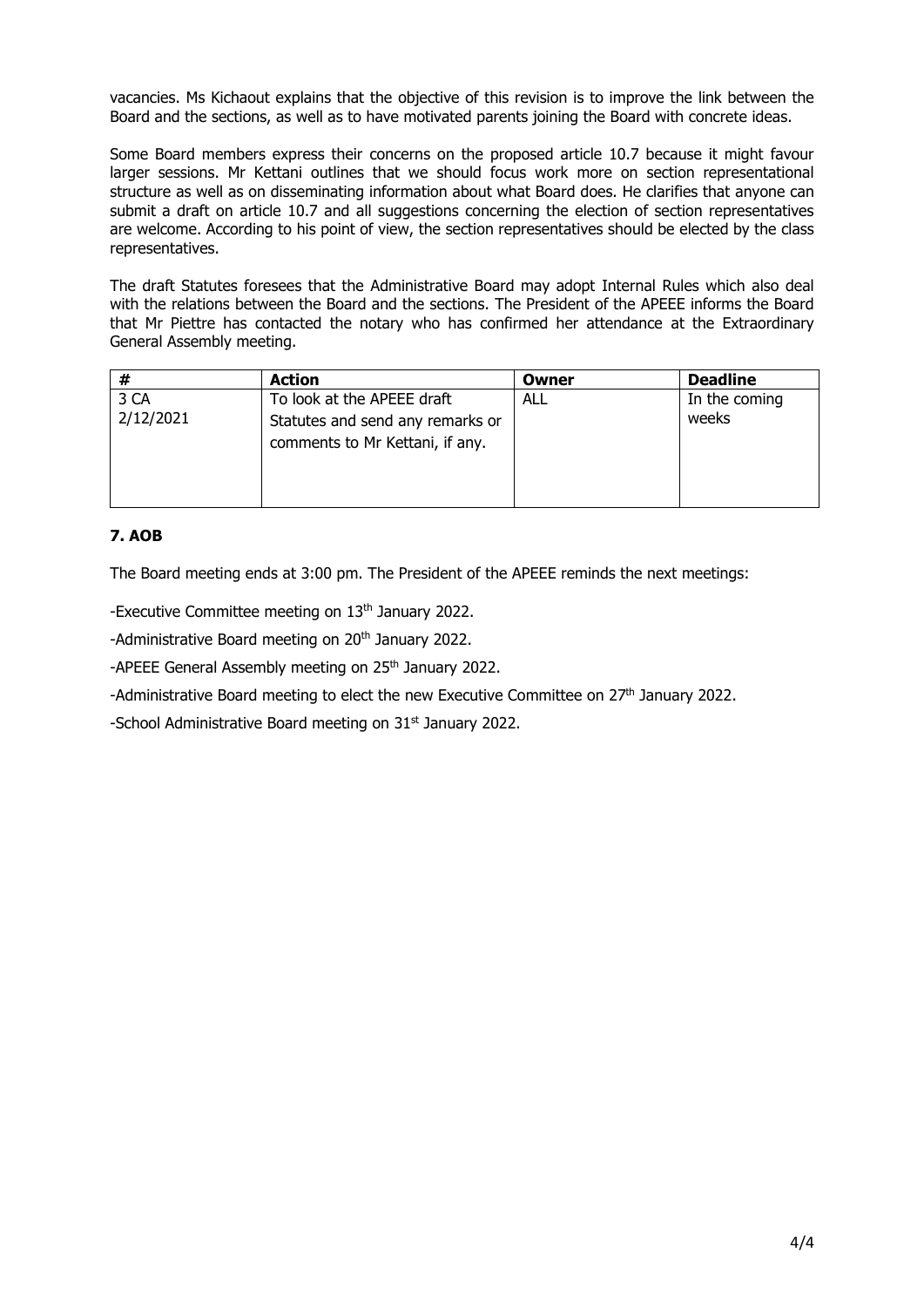vacancies. Ms Kichaout explains that the objective of this revision is to improve the link between the Board and the sections, as well as to have motivated parents joining the Board with concrete ideas.

Some Board members express their concerns on the proposed article 10.7 because it might favour larger sessions. Mr Kettani outlines that we should focus work more on section representational structure as well as on disseminating information about what Board does. He clarifies that anyone can submit a draft on article 10.7 and all suggestions concerning the election of section representatives are welcome. According to his point of view, the section representatives should be elected by the class representatives.

The draft Statutes foresees that the Administrative Board may adopt Internal Rules which also deal with the relations between the Board and the sections. The President of the APEEE informs the Board that Mr Piettre has contacted the notary who has confirmed her attendance at the Extraordinary General Assembly meeting.

| # | Action | Owner | Deadline |
|---|---|---|---|
| 3 CA 2/12/2021 | To look at the APEEE draft Statutes and send any remarks or comments to Mr Kettani, if any. | ALL | In the coming weeks |

## 7. AOB

The Board meeting ends at 3:00 pm. The President of the APEEE reminds the next meetings:

-Executive Committee meeting on 13th January 2022.

-Administrative Board meeting on 20th January 2022.

-APEEE General Assembly meeting on 25th January 2022.

-Administrative Board meeting to elect the new Executive Committee on 27th January 2022.

-School Administrative Board meeting on 31st January 2022.